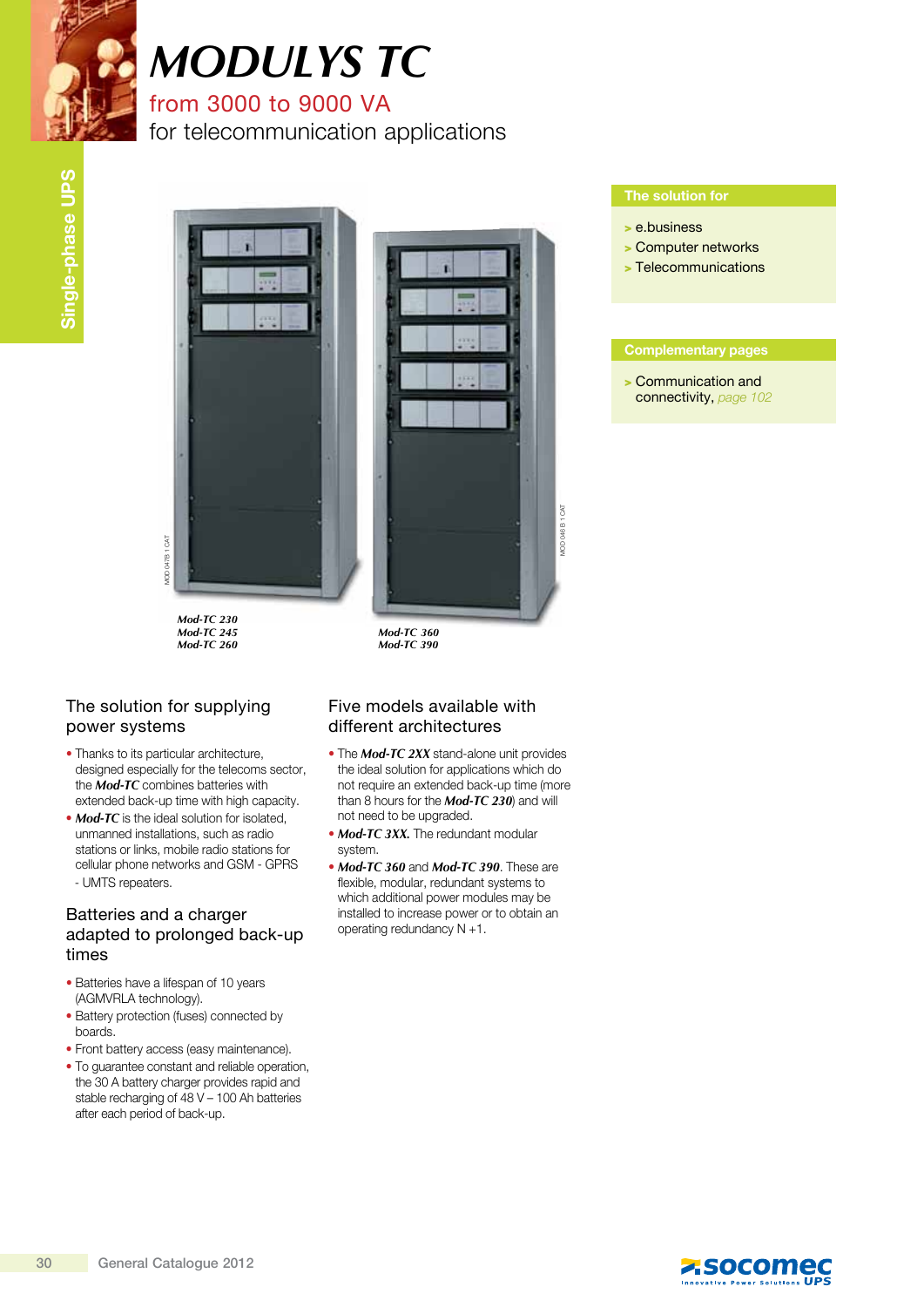# MODULYS TC

## from 3000 to 9000 VA

## for telecommunication applications

Single-phase UPS

*Mod-TC 230*
*Mod-TC 245*
*Mod-TC 260*

*Mod-TC 360*
*Mod-TC 390*

### The solution for

- e.business
- Computer networks
- Telecommunications

### Complementary pages

- Communication and connectivity, page 102

### The solution for supplying power systems

- Thanks to its particular architecture, designed especially for the telecoms sector, the ***Mod-TC*** combines batteries with extended back-up time with high capacity.
- ***Mod-TC*** is the ideal solution for isolated, unmanned installations, such as radio stations or links, mobile radio stations for cellular phone networks and GSM - GPRS - UMTS repeaters.

### Batteries and a charger adapted to prolonged back-up times

- Batteries have a lifespan of 10 years (AGMVRLA technology).
- Battery protection (fuses) connected by boards.
- Front battery access (easy maintenance).
- To guarantee constant and reliable operation, the 30 A battery charger provides rapid and stable recharging of 48 V – 100 Ah batteries after each period of back-up.

### Five models available with different architectures

- The ***Mod-TC 2XX*** stand-alone unit provides the ideal solution for applications which do not require an extended back-up time (more than 8 hours for the ***Mod-TC 230***) and will not need to be upgraded.
- ***Mod-TC 3XX.*** The redundant modular system.
- ***Mod-TC 360*** and ***Mod-TC 390***. These are flexible, modular, redundant systems to which additional power modules may be installed to increase power or to obtain an operating redundancy N +1.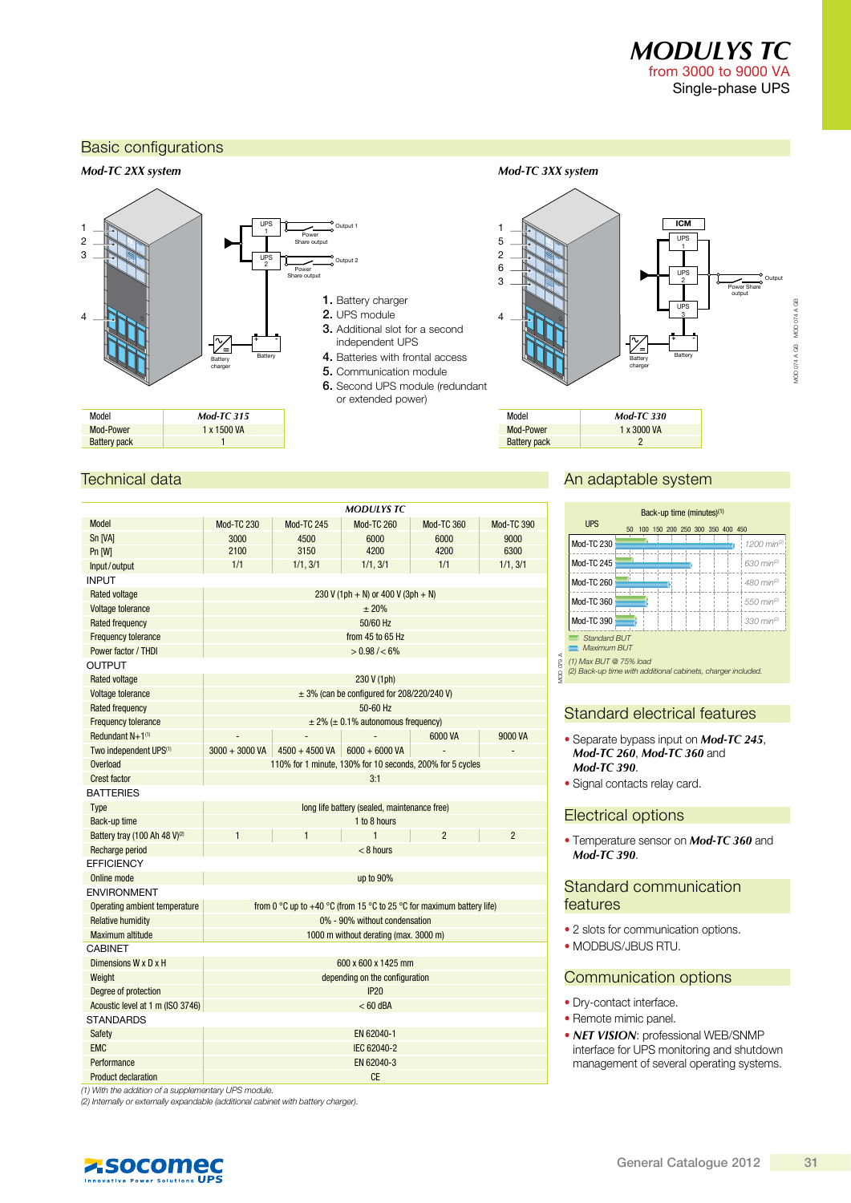# MODULYS TC

from 3000 to 9000 VA

Single-phase UPS

## Basic configurations

### *Mod-TC 2XX system*

1
2
3
4

UPS 1
Power Share output
Output 1
UPS 2
Power Share output
Output 2
Battery charger
Battery

| Model | *Mod-TC 315* |
|---|---|
| Mod-Power | 1 x 1500 VA |
| Battery pack | 1 |

1. Battery charger
2. UPS module
3. Additional slot for a second independent UPS
4. Batteries with frontal access
5. Communication module
6. Second UPS module (redundant or extended power)

### *Mod-TC 3XX system*

1
5
2
6
3
4

ICM
UPS 1
UPS 2
UPS 3
Power Share output
Output
Battery charger
Battery

| Model | *Mod-TC 330* |
|---|---|
| Mod-Power | 1 x 3000 VA |
| Battery pack | 2 |

## Technical data

| | *MODULYS TC* | | | | |
|---|---|---|---|---|---|
| Model | Mod-TC 230 | Mod-TC 245 | Mod-TC 260 | Mod-TC 360 | Mod-TC 390 |
| Sn [VA] | 3000 | 4500 | 6000 | 6000 | 9000 |
| Pn [W] | 2100 | 3150 | 4200 | 4200 | 6300 |
| Input / output | 1/1 | 1/1, 3/1 | 1/1, 3/1 | 1/1 | 1/1, 3/1 |
| **INPUT** | | | | | |
| Rated voltage | 230 V (1ph + N) or 400 V (3ph + N) | | | | |
| Voltage tolerance | ± 20% | | | | |
| Rated frequency | 50/60 Hz | | | | |
| Frequency tolerance | from 45 to 65 Hz | | | | |
| Power factor / THDI | > 0.98 / < 6% | | | | |
| **OUTPUT** | | | | | |
| Rated voltage | 230 V (1ph) | | | | |
| Voltage tolerance | ± 3% (can be configured for 208/220/240 V) | | | | |
| Rated frequency | 50-60 Hz | | | | |
| Frequency tolerance | ± 2% (± 0.1% autonomous frequency) | | | | |
| Redundant N+1[1] | - | - | - | 6000 VA | 9000 VA |
| Two independent UPS[1] | 3000 + 3000 VA | 4500 + 4500 VA | 6000 + 6000 VA | - | - |
| Overload | 110% for 1 minute, 130% for 10 seconds, 200% for 5 cycles | | | | |
| Crest factor | 3:1 | | | | |
| **BATTERIES** | | | | | |
| Type | long life battery (sealed, maintenance free) | | | | |
| Back-up time | 1 to 8 hours | | | | |
| Battery tray (100 Ah 48 V)[2] | 1 | 1 | 1 | 2 | 2 |
| Recharge period | < 8 hours | | | | |
| **EFFICIENCY** | | | | | |
| Online mode | up to 90% | | | | |
| **ENVIRONMENT** | | | | | |
| Operating ambient temperature | from 0 °C up to +40 °C (from 15 °C to 25 °C for maximum battery life) | | | | |
| Relative humidity | 0% - 90% without condensation | | | | |
| Maximum altitude | 1000 m without derating (max. 3000 m) | | | | |
| **CABINET** | | | | | |
| Dimensions W x D x H | 600 x 600 x 1425 mm | | | | |
| Weight | depending on the configuration | | | | |
| Degree of protection | IP20 | | | | |
| Acoustic level at 1 m (ISO 3746) | < 60 dBA | | | | |
| **STANDARDS** | | | | | |
| Safety | EN 62040-1 | | | | |
| EMC | IEC 62040-2 | | | | |
| Performance | EN 62040-3 | | | | |
| Product declaration | CE | | | | |

(1) With the addition of a supplementary UPS module.
(2) Internally or externally expandable (additional cabinet with battery charger).

## An adaptable system

UPS
Back-up time (minutes)[1]
50 100 150 200 250 300 350 400 450
Mod-TC 230 — 1200 min[2]
Mod-TC 245 — 630 min[2]
Mod-TC 260 — 480 min[2]
Mod-TC 360 — 550 min[2]
Mod-TC 390 — 330 min[2]
Standard BUT
Maximum BUT

*(1) Max BUT @ 75% load*
*(2) Back-up time with additional cabinets, charger included.*

## Standard electrical features

- Separate bypass input on ***Mod-TC 245***, ***Mod-TC 260***, ***Mod-TC 360*** and ***Mod-TC 390***.
- Signal contacts relay card.

## Electrical options

- Temperature sensor on ***Mod-TC 360*** and ***Mod-TC 390***.

## Standard communication features

- 2 slots for communication options.
- MODBUS/JBUS RTU.

## Communication options

- Dry-contact interface.
- Remote mimic panel.
- ***NET VISION***: professional WEB/SNMP interface for UPS monitoring and shutdown management of several operating systems.